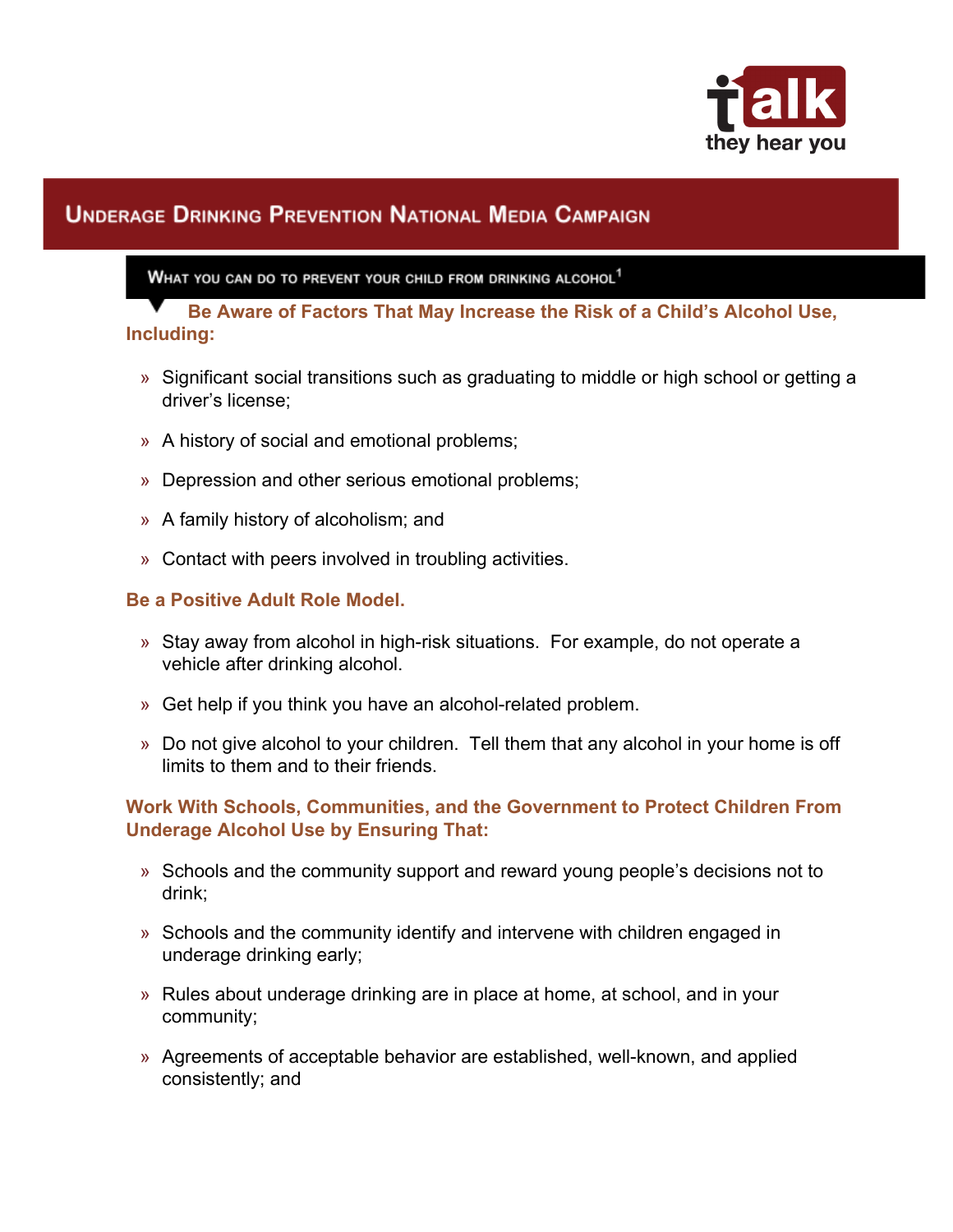talk they hear you

# Underage Drinking Prevention National Media Campaign

## What you can do to prevent your child from drinking alcohol[1]

### Be Aware of Factors That May Increase the Risk of a Child's Alcohol Use, Including:

- Significant social transitions such as graduating to middle or high school or getting a driver's license;
- A history of social and emotional problems;
- Depression and other serious emotional problems;
- A family history of alcoholism; and
- Contact with peers involved in troubling activities.

### Be a Positive Adult Role Model.

- Stay away from alcohol in high-risk situations. For example, do not operate a vehicle after drinking alcohol.
- Get help if you think you have an alcohol-related problem.
- Do not give alcohol to your children. Tell them that any alcohol in your home is off limits to them and to their friends.

### Work With Schools, Communities, and the Government to Protect Children From Underage Alcohol Use by Ensuring That:

- Schools and the community support and reward young people's decisions not to drink;
- Schools and the community identify and intervene with children engaged in underage drinking early;
- Rules about underage drinking are in place at home, at school, and in your community;
- Agreements of acceptable behavior are established, well-known, and applied consistently; and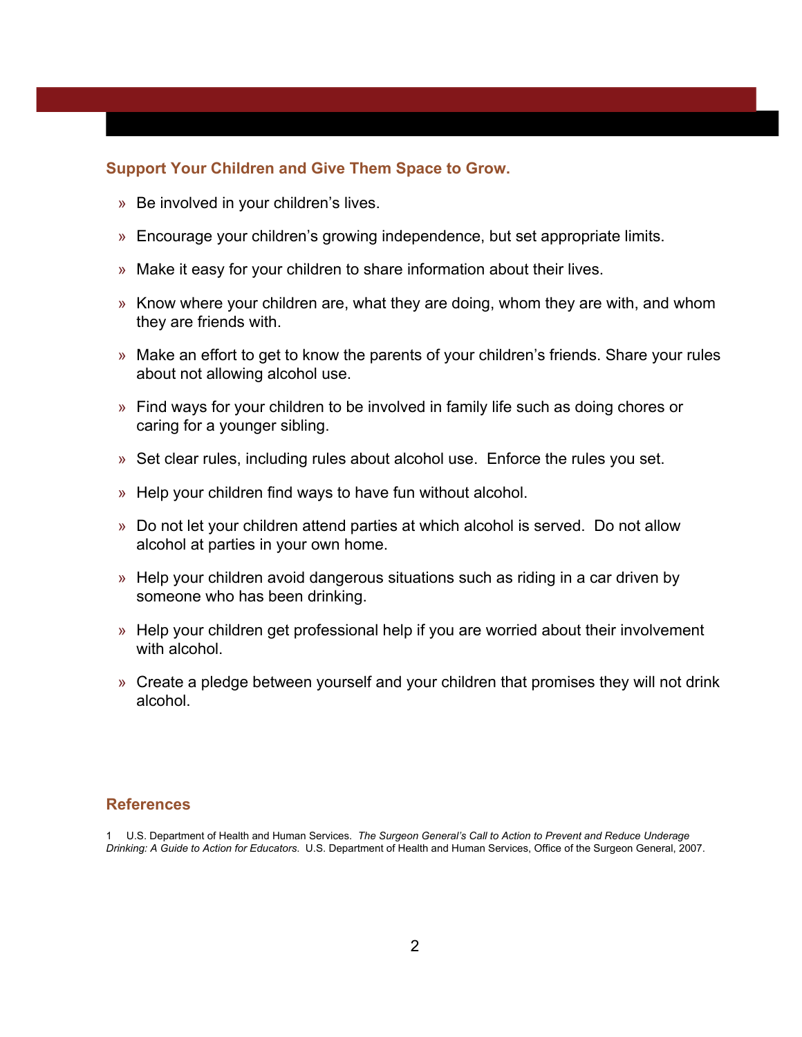### Support Your Children and Give Them Space to Grow.

- Be involved in your children's lives.
- Encourage your children's growing independence, but set appropriate limits.
- Make it easy for your children to share information about their lives.
- Know where your children are, what they are doing, whom they are with, and whom they are friends with.
- Make an effort to get to know the parents of your children's friends. Share your rules about not allowing alcohol use.
- Find ways for your children to be involved in family life such as doing chores or caring for a younger sibling.
- Set clear rules, including rules about alcohol use. Enforce the rules you set.
- Help your children find ways to have fun without alcohol.
- Do not let your children attend parties at which alcohol is served. Do not allow alcohol at parties in your own home.
- Help your children avoid dangerous situations such as riding in a car driven by someone who has been drinking.
- Help your children get professional help if you are worried about their involvement with alcohol.
- Create a pledge between yourself and your children that promises they will not drink alcohol.

### References

1 U.S. Department of Health and Human Services. *The Surgeon General's Call to Action to Prevent and Reduce Underage Drinking: A Guide to Action for Educators.* U.S. Department of Health and Human Services, Office of the Surgeon General, 2007.